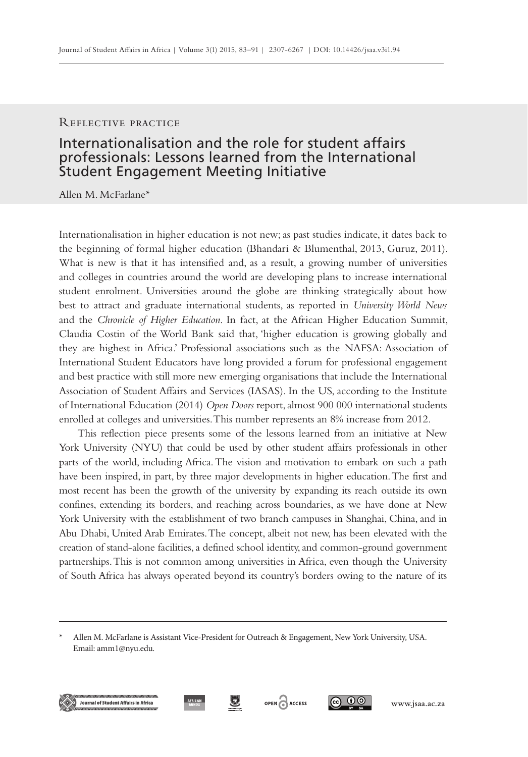Reflective practice

# Internationalisation and the role for student affairs professionals: Lessons learned from the International Student Engagement Meeting Initiative

Allen M. McFarlane*

Internationalisation in higher education is not new; as past studies indicate, it dates back to the beginning of formal higher education (Bhandari & Blumenthal, 2013, Guruz, 2011). What is new is that it has intensified and, as a result, a growing number of universities and colleges in countries around the world are developing plans to increase international student enrolment. Universities around the globe are thinking strategically about how best to attract and graduate international students, as reported in *University World News* and the *Chronicle of Higher Education*. In fact, at the African Higher Education Summit, Claudia Costin of the World Bank said that, 'higher education is growing globally and they are highest in Africa.' Professional associations such as the NAFSA: Association of International Student Educators have long provided a forum for professional engagement and best practice with still more new emerging organisations that include the International Association of Student Affairs and Services (IASAS). In the US, according to the Institute of International Education (2014) *Open Doors* report, almost 900 000 international students enrolled at colleges and universities. This number represents an 8% increase from 2012.

This reflection piece presents some of the lessons learned from an initiative at New York University (NYU) that could be used by other student affairs professionals in other parts of the world, including Africa. The vision and motivation to embark on such a path have been inspired, in part, by three major developments in higher education. The first and most recent has been the growth of the university by expanding its reach outside its own confines, extending its borders, and reaching across boundaries, as we have done at New York University with the establishment of two branch campuses in Shanghai, China, and in Abu Dhabi, United Arab Emirates. The concept, albeit not new, has been elevated with the creation of stand-alone facilities, a defined school identity, and common-ground government partnerships. This is not common among universities in Africa, even though the University of South Africa has always operated beyond its country's borders owing to the nature of its

---

\* Allen M. McFarlane is Assistant Vice-President for Outreach & Engagement, New York University, USA. Email: amm1@nyu.edu.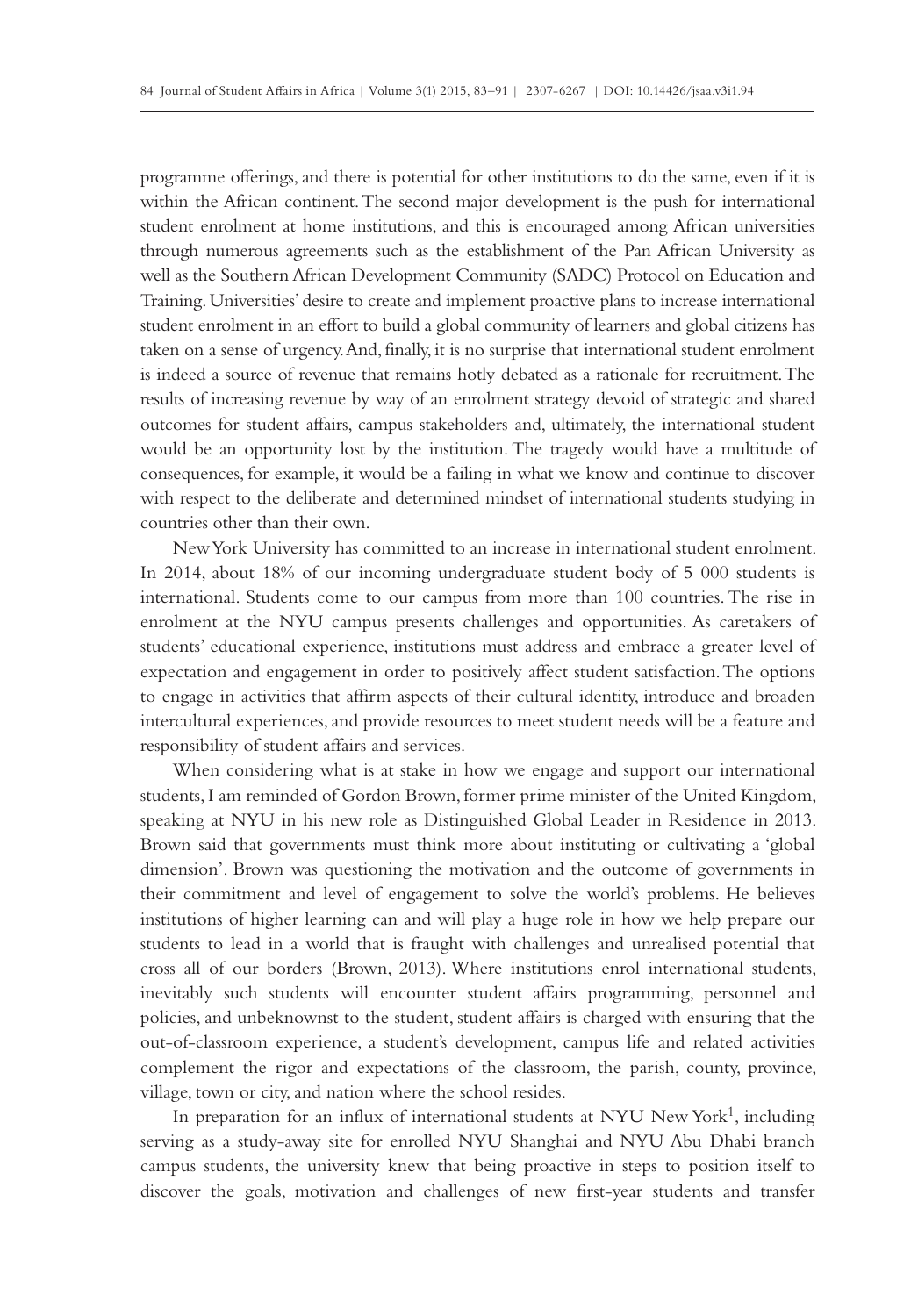programme offerings, and there is potential for other institutions to do the same, even if it is within the African continent. The second major development is the push for international student enrolment at home institutions, and this is encouraged among African universities through numerous agreements such as the establishment of the Pan African University as well as the Southern African Development Community (SADC) Protocol on Education and Training. Universities' desire to create and implement proactive plans to increase international student enrolment in an effort to build a global community of learners and global citizens has taken on a sense of urgency. And, finally, it is no surprise that international student enrolment is indeed a source of revenue that remains hotly debated as a rationale for recruitment. The results of increasing revenue by way of an enrolment strategy devoid of strategic and shared outcomes for student affairs, campus stakeholders and, ultimately, the international student would be an opportunity lost by the institution. The tragedy would have a multitude of consequences, for example, it would be a failing in what we know and continue to discover with respect to the deliberate and determined mindset of international students studying in countries other than their own.

New York University has committed to an increase in international student enrolment. In 2014, about 18% of our incoming undergraduate student body of 5 000 students is international. Students come to our campus from more than 100 countries. The rise in enrolment at the NYU campus presents challenges and opportunities. As caretakers of students' educational experience, institutions must address and embrace a greater level of expectation and engagement in order to positively affect student satisfaction. The options to engage in activities that affirm aspects of their cultural identity, introduce and broaden intercultural experiences, and provide resources to meet student needs will be a feature and responsibility of student affairs and services.

When considering what is at stake in how we engage and support our international students, I am reminded of Gordon Brown, former prime minister of the United Kingdom, speaking at NYU in his new role as Distinguished Global Leader in Residence in 2013. Brown said that governments must think more about instituting or cultivating a 'global dimension'. Brown was questioning the motivation and the outcome of governments in their commitment and level of engagement to solve the world's problems. He believes institutions of higher learning can and will play a huge role in how we help prepare our students to lead in a world that is fraught with challenges and unrealised potential that cross all of our borders (Brown, 2013). Where institutions enrol international students, inevitably such students will encounter student affairs programming, personnel and policies, and unbeknownst to the student, student affairs is charged with ensuring that the out-of-classroom experience, a student's development, campus life and related activities complement the rigor and expectations of the classroom, the parish, county, province, village, town or city, and nation where the school resides.

In preparation for an influx of international students at NYU New York[1], including serving as a study-away site for enrolled NYU Shanghai and NYU Abu Dhabi branch campus students, the university knew that being proactive in steps to position itself to discover the goals, motivation and challenges of new first-year students and transfer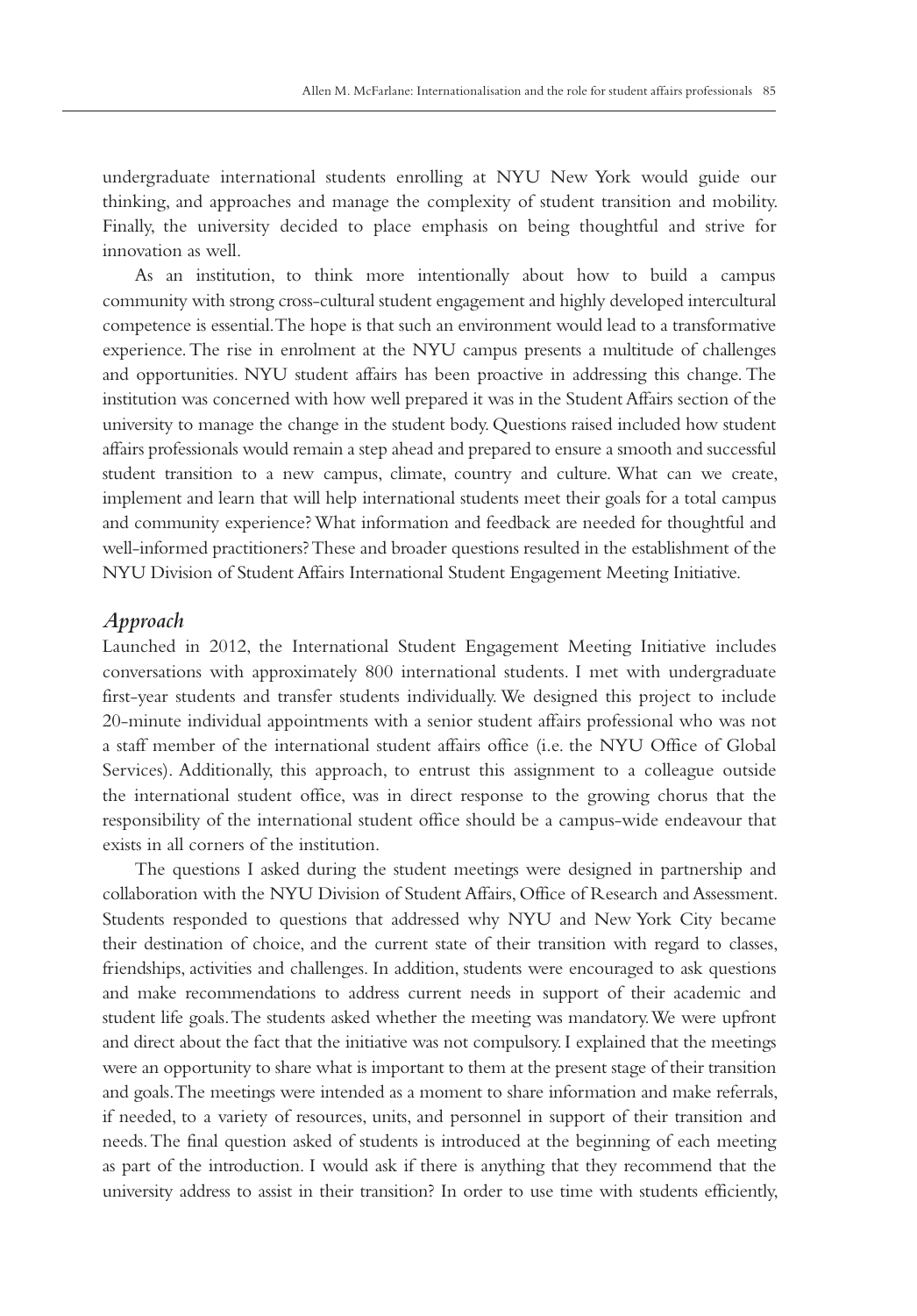undergraduate international students enrolling at NYU New York would guide our thinking, and approaches and manage the complexity of student transition and mobility. Finally, the university decided to place emphasis on being thoughtful and strive for innovation as well.

As an institution, to think more intentionally about how to build a campus community with strong cross-cultural student engagement and highly developed intercultural competence is essential. The hope is that such an environment would lead to a transformative experience. The rise in enrolment at the NYU campus presents a multitude of challenges and opportunities. NYU student affairs has been proactive in addressing this change. The institution was concerned with how well prepared it was in the Student Affairs section of the university to manage the change in the student body. Questions raised included how student affairs professionals would remain a step ahead and prepared to ensure a smooth and successful student transition to a new campus, climate, country and culture. What can we create, implement and learn that will help international students meet their goals for a total campus and community experience? What information and feedback are needed for thoughtful and well-informed practitioners? These and broader questions resulted in the establishment of the NYU Division of Student Affairs International Student Engagement Meeting Initiative.

### *Approach*

Launched in 2012, the International Student Engagement Meeting Initiative includes conversations with approximately 800 international students. I met with undergraduate first-year students and transfer students individually. We designed this project to include 20-minute individual appointments with a senior student affairs professional who was not a staff member of the international student affairs office (i.e. the NYU Office of Global Services). Additionally, this approach, to entrust this assignment to a colleague outside the international student office, was in direct response to the growing chorus that the responsibility of the international student office should be a campus-wide endeavour that exists in all corners of the institution.

The questions I asked during the student meetings were designed in partnership and collaboration with the NYU Division of Student Affairs, Office of Research and Assessment. Students responded to questions that addressed why NYU and New York City became their destination of choice, and the current state of their transition with regard to classes, friendships, activities and challenges. In addition, students were encouraged to ask questions and make recommendations to address current needs in support of their academic and student life goals. The students asked whether the meeting was mandatory. We were upfront and direct about the fact that the initiative was not compulsory. I explained that the meetings were an opportunity to share what is important to them at the present stage of their transition and goals. The meetings were intended as a moment to share information and make referrals, if needed, to a variety of resources, units, and personnel in support of their transition and needs. The final question asked of students is introduced at the beginning of each meeting as part of the introduction. I would ask if there is anything that they recommend that the university address to assist in their transition? In order to use time with students efficiently,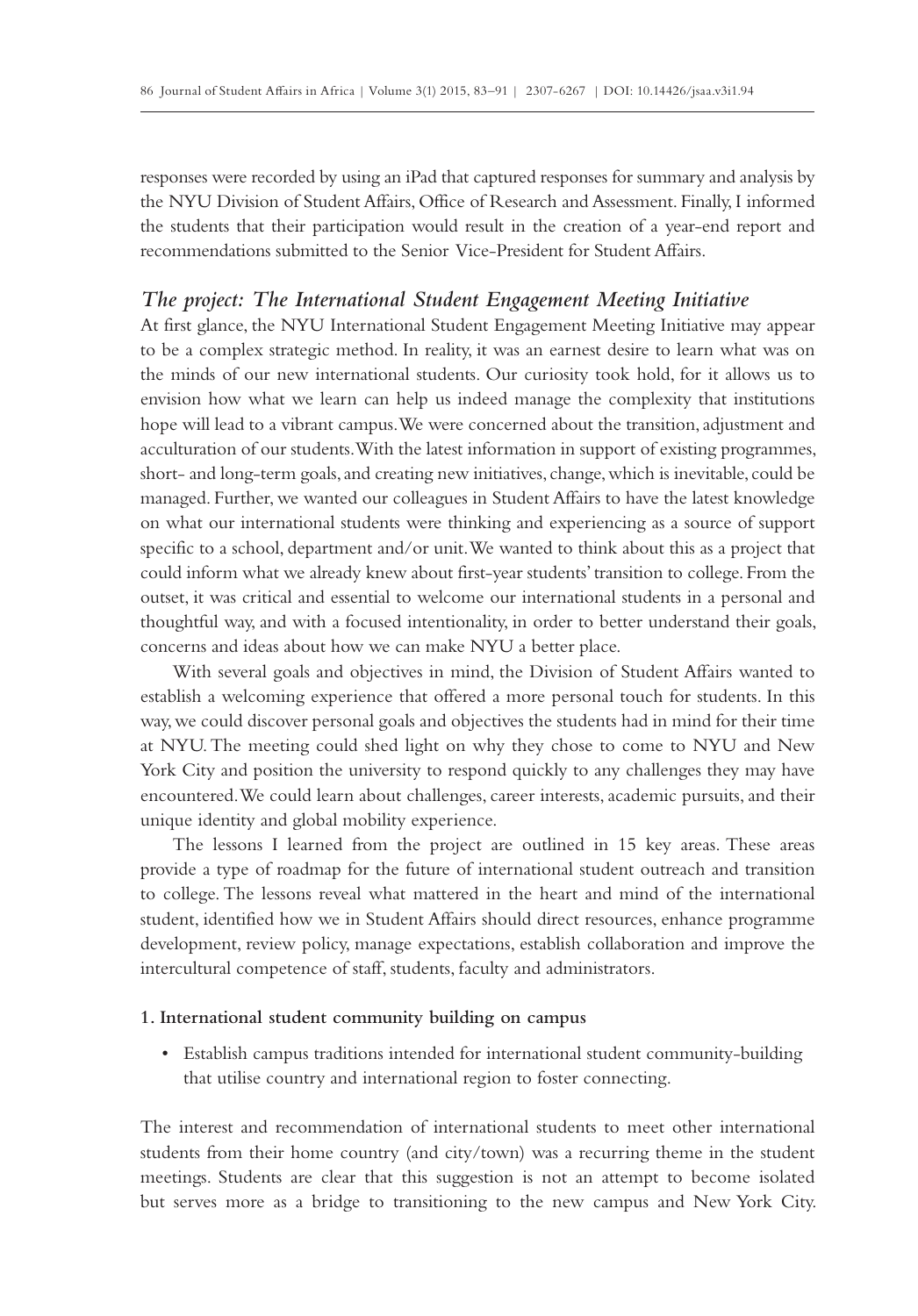responses were recorded by using an iPad that captured responses for summary and analysis by the NYU Division of Student Affairs, Office of Research and Assessment. Finally, I informed the students that their participation would result in the creation of a year-end report and recommendations submitted to the Senior Vice-President for Student Affairs.

## *The project: The International Student Engagement Meeting Initiative*

At first glance, the NYU International Student Engagement Meeting Initiative may appear to be a complex strategic method. In reality, it was an earnest desire to learn what was on the minds of our new international students. Our curiosity took hold, for it allows us to envision how what we learn can help us indeed manage the complexity that institutions hope will lead to a vibrant campus. We were concerned about the transition, adjustment and acculturation of our students. With the latest information in support of existing programmes, short- and long-term goals, and creating new initiatives, change, which is inevitable, could be managed. Further, we wanted our colleagues in Student Affairs to have the latest knowledge on what our international students were thinking and experiencing as a source of support specific to a school, department and/or unit. We wanted to think about this as a project that could inform what we already knew about first-year students' transition to college. From the outset, it was critical and essential to welcome our international students in a personal and thoughtful way, and with a focused intentionality, in order to better understand their goals, concerns and ideas about how we can make NYU a better place.

With several goals and objectives in mind, the Division of Student Affairs wanted to establish a welcoming experience that offered a more personal touch for students. In this way, we could discover personal goals and objectives the students had in mind for their time at NYU. The meeting could shed light on why they chose to come to NYU and New York City and position the university to respond quickly to any challenges they may have encountered. We could learn about challenges, career interests, academic pursuits, and their unique identity and global mobility experience.

The lessons I learned from the project are outlined in 15 key areas. These areas provide a type of roadmap for the future of international student outreach and transition to college. The lessons reveal what mattered in the heart and mind of the international student, identified how we in Student Affairs should direct resources, enhance programme development, review policy, manage expectations, establish collaboration and improve the intercultural competence of staff, students, faculty and administrators.

### 1. International student community building on campus

- Establish campus traditions intended for international student community-building that utilise country and international region to foster connecting.

The interest and recommendation of international students to meet other international students from their home country (and city/town) was a recurring theme in the student meetings. Students are clear that this suggestion is not an attempt to become isolated but serves more as a bridge to transitioning to the new campus and New York City.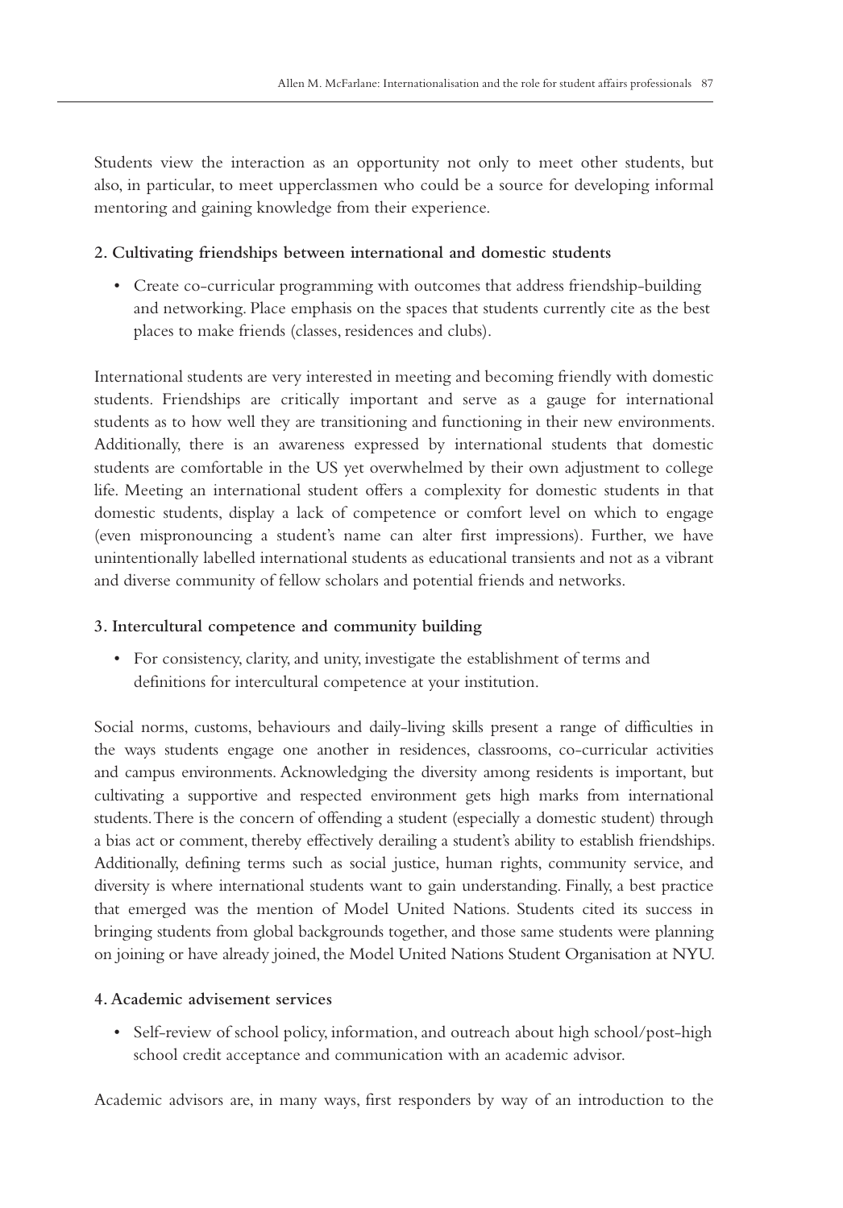Students view the interaction as an opportunity not only to meet other students, but also, in particular, to meet upperclassmen who could be a source for developing informal mentoring and gaining knowledge from their experience.

**2. Cultivating friendships between international and domestic students**

- Create co-curricular programming with outcomes that address friendship-building and networking. Place emphasis on the spaces that students currently cite as the best places to make friends (classes, residences and clubs).

International students are very interested in meeting and becoming friendly with domestic students. Friendships are critically important and serve as a gauge for international students as to how well they are transitioning and functioning in their new environments. Additionally, there is an awareness expressed by international students that domestic students are comfortable in the US yet overwhelmed by their own adjustment to college life. Meeting an international student offers a complexity for domestic students in that domestic students, display a lack of competence or comfort level on which to engage (even mispronouncing a student's name can alter first impressions). Further, we have unintentionally labelled international students as educational transients and not as a vibrant and diverse community of fellow scholars and potential friends and networks.

**3. Intercultural competence and community building**

- For consistency, clarity, and unity, investigate the establishment of terms and definitions for intercultural competence at your institution.

Social norms, customs, behaviours and daily-living skills present a range of difficulties in the ways students engage one another in residences, classrooms, co-curricular activities and campus environments. Acknowledging the diversity among residents is important, but cultivating a supportive and respected environment gets high marks from international students. There is the concern of offending a student (especially a domestic student) through a bias act or comment, thereby effectively derailing a student's ability to establish friendships. Additionally, defining terms such as social justice, human rights, community service, and diversity is where international students want to gain understanding. Finally, a best practice that emerged was the mention of Model United Nations. Students cited its success in bringing students from global backgrounds together, and those same students were planning on joining or have already joined, the Model United Nations Student Organisation at NYU.

**4. Academic advisement services**

- Self-review of school policy, information, and outreach about high school/post-high school credit acceptance and communication with an academic advisor.

Academic advisors are, in many ways, first responders by way of an introduction to the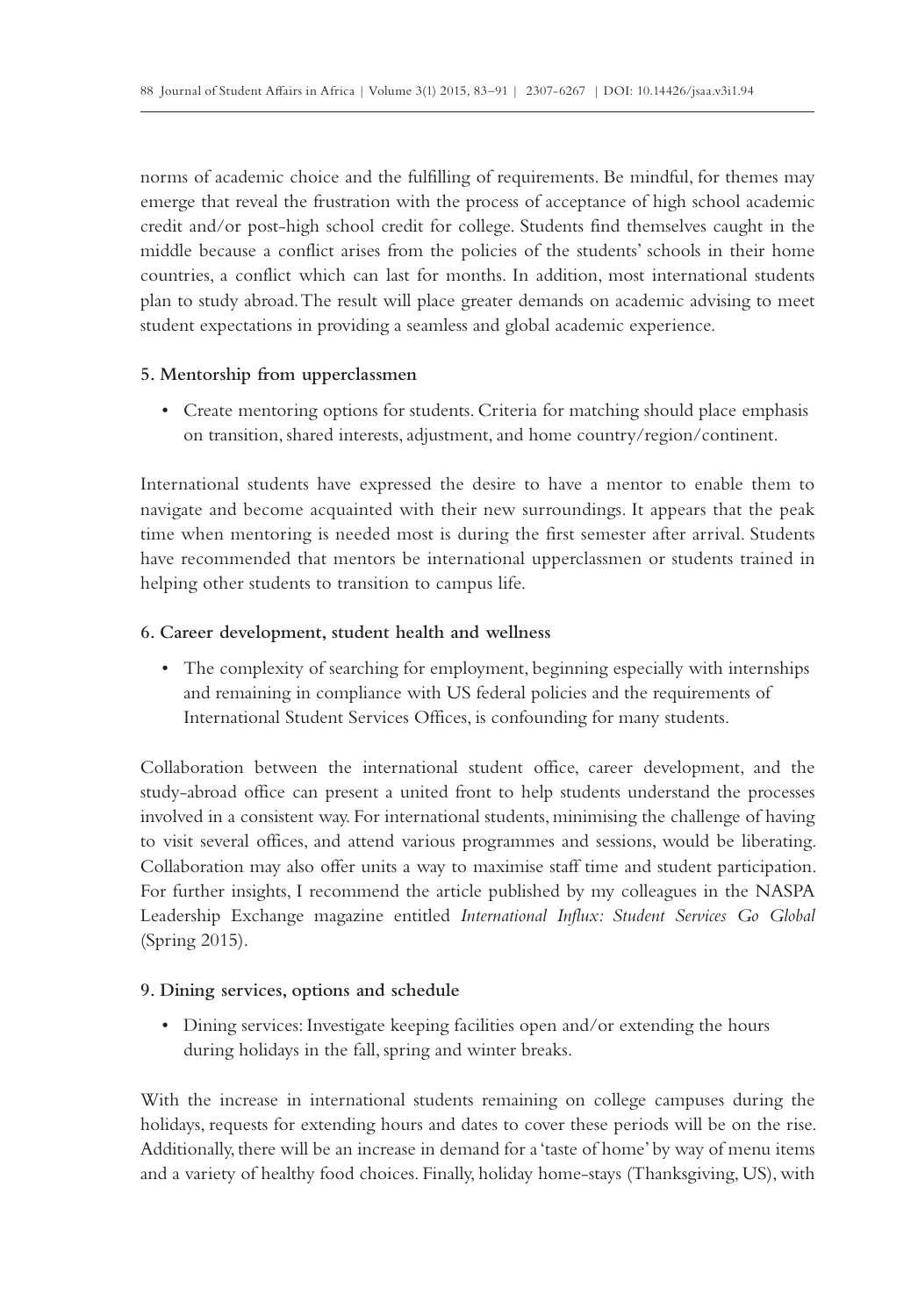norms of academic choice and the fulfilling of requirements. Be mindful, for themes may emerge that reveal the frustration with the process of acceptance of high school academic credit and/or post-high school credit for college. Students find themselves caught in the middle because a conflict arises from the policies of the students' schools in their home countries, a conflict which can last for months. In addition, most international students plan to study abroad. The result will place greater demands on academic advising to meet student expectations in providing a seamless and global academic experience.

**5. Mentorship from upperclassmen**

- Create mentoring options for students. Criteria for matching should place emphasis on transition, shared interests, adjustment, and home country/region/continent.

International students have expressed the desire to have a mentor to enable them to navigate and become acquainted with their new surroundings. It appears that the peak time when mentoring is needed most is during the first semester after arrival. Students have recommended that mentors be international upperclassmen or students trained in helping other students to transition to campus life.

**6. Career development, student health and wellness**

- The complexity of searching for employment, beginning especially with internships and remaining in compliance with US federal policies and the requirements of International Student Services Offices, is confounding for many students.

Collaboration between the international student office, career development, and the study-abroad office can present a united front to help students understand the processes involved in a consistent way. For international students, minimising the challenge of having to visit several offices, and attend various programmes and sessions, would be liberating. Collaboration may also offer units a way to maximise staff time and student participation. For further insights, I recommend the article published by my colleagues in the NASPA Leadership Exchange magazine entitled *International Influx: Student Services Go Global* (Spring 2015).

**9. Dining services, options and schedule**

- Dining services: Investigate keeping facilities open and/or extending the hours during holidays in the fall, spring and winter breaks.

With the increase in international students remaining on college campuses during the holidays, requests for extending hours and dates to cover these periods will be on the rise. Additionally, there will be an increase in demand for a 'taste of home' by way of menu items and a variety of healthy food choices. Finally, holiday home-stays (Thanksgiving, US), with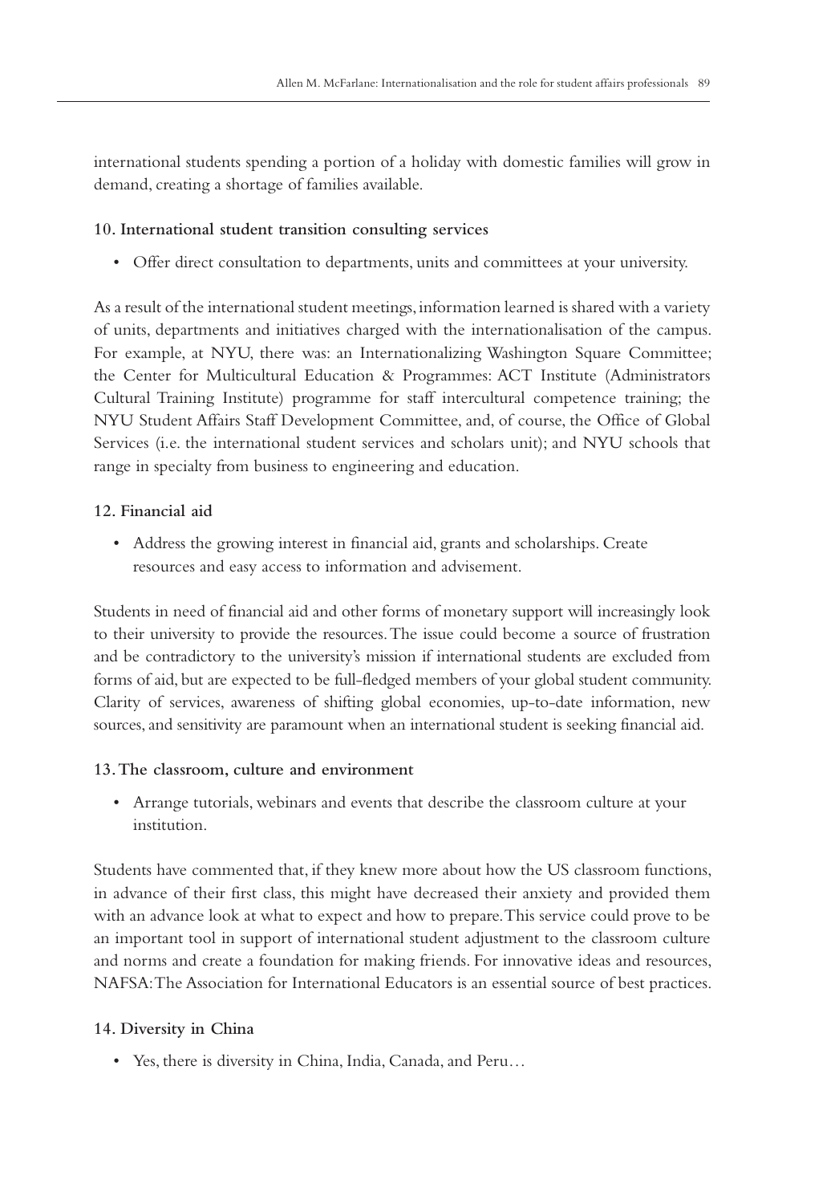international students spending a portion of a holiday with domestic families will grow in demand, creating a shortage of families available.

**10. International student transition consulting services**

- Offer direct consultation to departments, units and committees at your university.

As a result of the international student meetings, information learned is shared with a variety of units, departments and initiatives charged with the internationalisation of the campus. For example, at NYU, there was: an Internationalizing Washington Square Committee; the Center for Multicultural Education & Programmes: ACT Institute (Administrators Cultural Training Institute) programme for staff intercultural competence training; the NYU Student Affairs Staff Development Committee, and, of course, the Office of Global Services (i.e. the international student services and scholars unit); and NYU schools that range in specialty from business to engineering and education.

**12. Financial aid**

- Address the growing interest in financial aid, grants and scholarships. Create resources and easy access to information and advisement.

Students in need of financial aid and other forms of monetary support will increasingly look to their university to provide the resources. The issue could become a source of frustration and be contradictory to the university's mission if international students are excluded from forms of aid, but are expected to be full-fledged members of your global student community. Clarity of services, awareness of shifting global economies, up-to-date information, new sources, and sensitivity are paramount when an international student is seeking financial aid.

**13. The classroom, culture and environment**

- Arrange tutorials, webinars and events that describe the classroom culture at your institution.

Students have commented that, if they knew more about how the US classroom functions, in advance of their first class, this might have decreased their anxiety and provided them with an advance look at what to expect and how to prepare. This service could prove to be an important tool in support of international student adjustment to the classroom culture and norms and create a foundation for making friends. For innovative ideas and resources, NAFSA: The Association for International Educators is an essential source of best practices.

**14. Diversity in China**

- Yes, there is diversity in China, India, Canada, and Peru…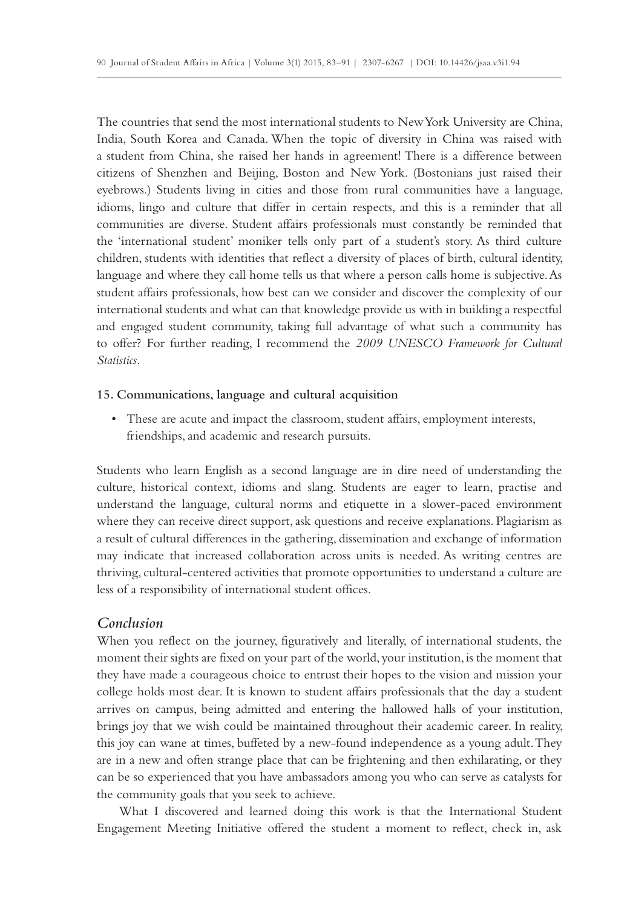The countries that send the most international students to New York University are China, India, South Korea and Canada. When the topic of diversity in China was raised with a student from China, she raised her hands in agreement! There is a difference between citizens of Shenzhen and Beijing, Boston and New York. (Bostonians just raised their eyebrows.) Students living in cities and those from rural communities have a language, idioms, lingo and culture that differ in certain respects, and this is a reminder that all communities are diverse. Student affairs professionals must constantly be reminded that the 'international student' moniker tells only part of a student's story. As third culture children, students with identities that reflect a diversity of places of birth, cultural identity, language and where they call home tells us that where a person calls home is subjective. As student affairs professionals, how best can we consider and discover the complexity of our international students and what can that knowledge provide us with in building a respectful and engaged student community, taking full advantage of what such a community has to offer? For further reading, I recommend the *2009 UNESCO Framework for Cultural Statistics*.

**15. Communications, language and cultural acquisition**

- These are acute and impact the classroom, student affairs, employment interests, friendships, and academic and research pursuits.

Students who learn English as a second language are in dire need of understanding the culture, historical context, idioms and slang. Students are eager to learn, practise and understand the language, cultural norms and etiquette in a slower-paced environment where they can receive direct support, ask questions and receive explanations. Plagiarism as a result of cultural differences in the gathering, dissemination and exchange of information may indicate that increased collaboration across units is needed. As writing centres are thriving, cultural-centered activities that promote opportunities to understand a culture are less of a responsibility of international student offices.

## *Conclusion*

When you reflect on the journey, figuratively and literally, of international students, the moment their sights are fixed on your part of the world, your institution, is the moment that they have made a courageous choice to entrust their hopes to the vision and mission your college holds most dear. It is known to student affairs professionals that the day a student arrives on campus, being admitted and entering the hallowed halls of your institution, brings joy that we wish could be maintained throughout their academic career. In reality, this joy can wane at times, buffeted by a new-found independence as a young adult. They are in a new and often strange place that can be frightening and then exhilarating, or they can be so experienced that you have ambassadors among you who can serve as catalysts for the community goals that you seek to achieve.

What I discovered and learned doing this work is that the International Student Engagement Meeting Initiative offered the student a moment to reflect, check in, ask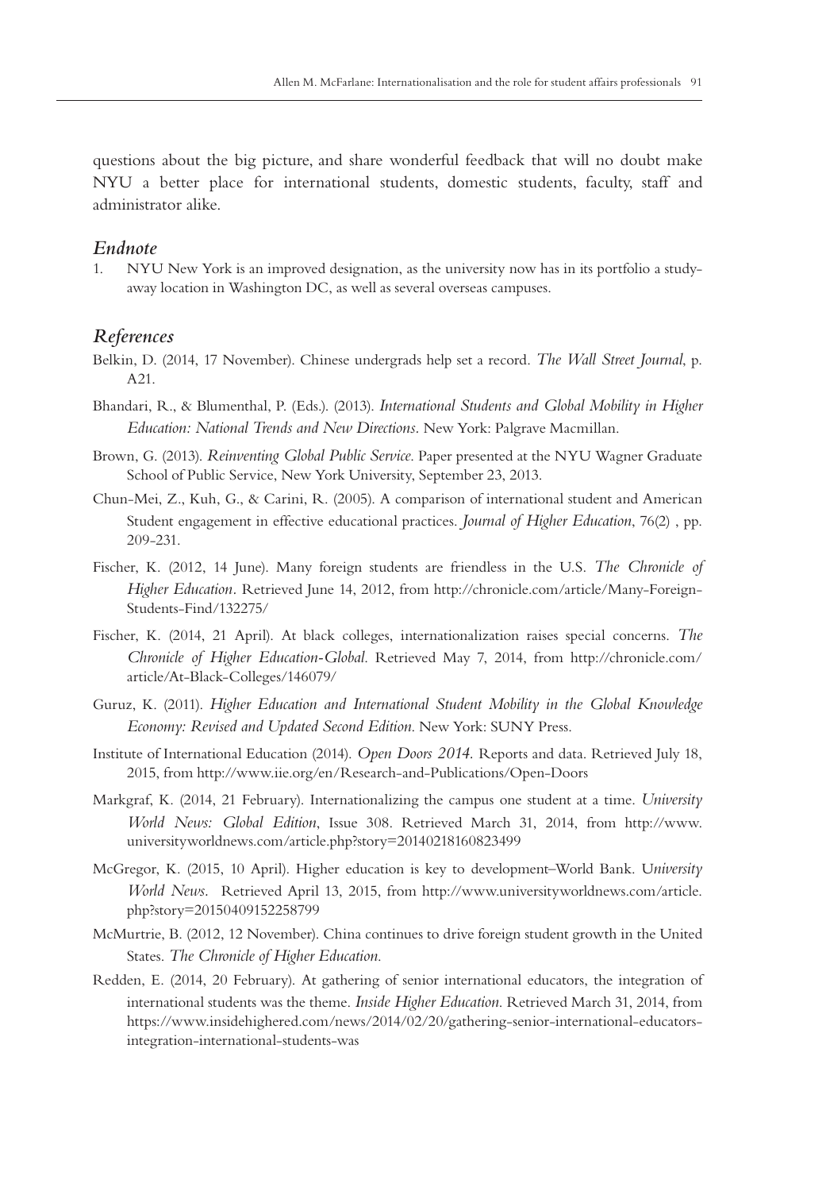questions about the big picture, and share wonderful feedback that will no doubt make NYU a better place for international students, domestic students, faculty, staff and administrator alike.

## *Endnote*

1. NYU New York is an improved designation, as the university now has in its portfolio a study-away location in Washington DC, as well as several overseas campuses.

## *References*

Belkin, D. (2014, 17 November). Chinese undergrads help set a record. *The Wall Street Journal*, p. A21.

Bhandari, R., & Blumenthal, P. (Eds.). (2013). *International Students and Global Mobility in Higher Education: National Trends and New Directions*. New York: Palgrave Macmillan.

Brown, G. (2013). *Reinventing Global Public Service*. Paper presented at the NYU Wagner Graduate School of Public Service, New York University, September 23, 2013.

Chun-Mei, Z., Kuh, G., & Carini, R. (2005). A comparison of international student and American Student engagement in effective educational practices. *Journal of Higher Education*, 76(2) , pp. 209-231.

Fischer, K. (2012, 14 June). Many foreign students are friendless in the U.S. *The Chronicle of Higher Education*. Retrieved June 14, 2012, from http://chronicle.com/article/Many-Foreign-Students-Find/132275/

Fischer, K. (2014, 21 April). At black colleges, internationalization raises special concerns. *The Chronicle of Higher Education-Global*. Retrieved May 7, 2014, from http://chronicle.com/article/At-Black-Colleges/146079/

Guruz, K. (2011). *Higher Education and International Student Mobility in the Global Knowledge Economy: Revised and Updated Second Edition*. New York: SUNY Press.

Institute of International Education (2014). *Open Doors 2014*. Reports and data. Retrieved July 18, 2015, from http://www.iie.org/en/Research-and-Publications/Open-Doors

Markgraf, K. (2014, 21 February). Internationalizing the campus one student at a time. *University World News: Global Edition*, Issue 308. Retrieved March 31, 2014, from http://www.universityworldnews.com/article.php?story=20140218160823499

McGregor, K. (2015, 10 April). Higher education is key to development–World Bank. *University World News*. Retrieved April 13, 2015, from http://www.universityworldnews.com/article.php?story=20150409152258799

McMurtrie, B. (2012, 12 November). China continues to drive foreign student growth in the United States. *The Chronicle of Higher Education*.

Redden, E. (2014, 20 February). At gathering of senior international educators, the integration of international students was the theme. *Inside Higher Education*. Retrieved March 31, 2014, from https://www.insidehighered.com/news/2014/02/20/gathering-senior-international-educators-integration-international-students-was